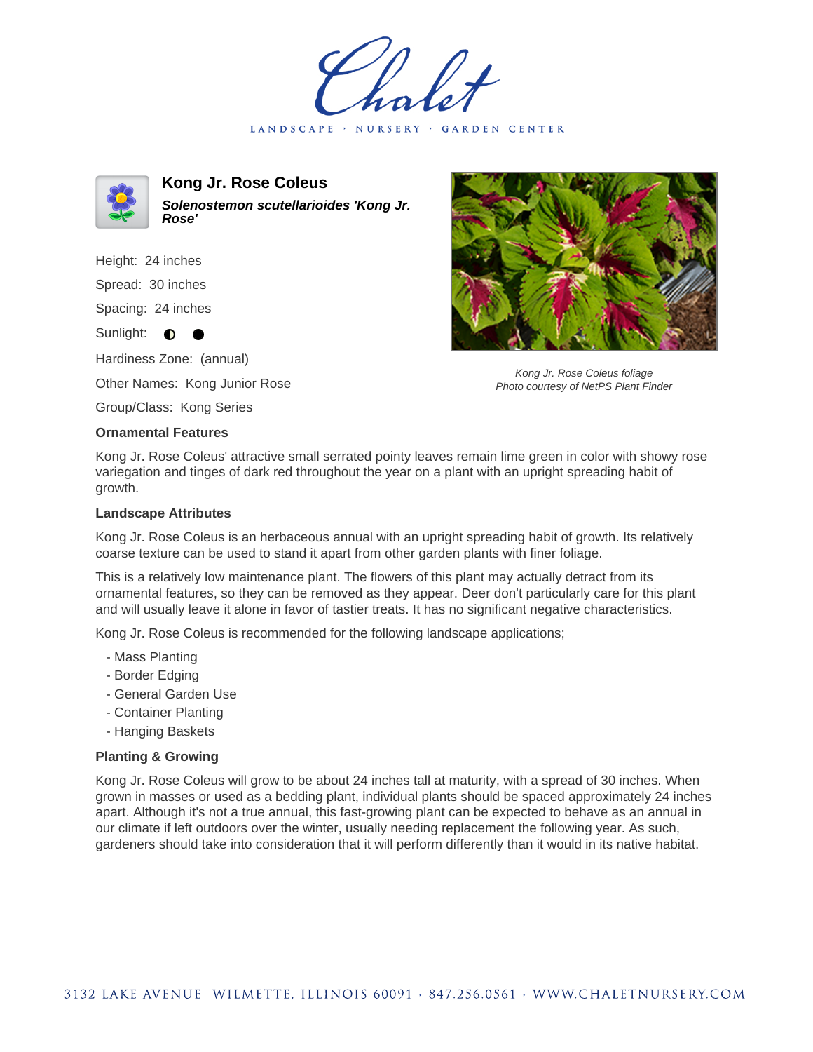# Kong Jr. Rose Coleus

***Solenostemon scutellarioides* 'Kong Jr. Rose'**

Height: 24 inches

Spread: 30 inches

Spacing: 24 inches

Sunlight: ◐ ●

Hardiness Zone: (annual)

Other Names: Kong Junior Rose

Group/Class: Kong Series

*Kong Jr. Rose Coleus foliage*
*Photo courtesy of NetPS Plant Finder*

### Ornamental Features

Kong Jr. Rose Coleus' attractive small serrated pointy leaves remain lime green in color with showy rose variegation and tinges of dark red throughout the year on a plant with an upright spreading habit of growth.

### Landscape Attributes

Kong Jr. Rose Coleus is an herbaceous annual with an upright spreading habit of growth. Its relatively coarse texture can be used to stand it apart from other garden plants with finer foliage.

This is a relatively low maintenance plant. The flowers of this plant may actually detract from its ornamental features, so they can be removed as they appear. Deer don't particularly care for this plant and will usually leave it alone in favor of tastier treats. It has no significant negative characteristics.

Kong Jr. Rose Coleus is recommended for the following landscape applications;

- Mass Planting
- Border Edging
- General Garden Use
- Container Planting
- Hanging Baskets

### Planting & Growing

Kong Jr. Rose Coleus will grow to be about 24 inches tall at maturity, with a spread of 30 inches. When grown in masses or used as a bedding plant, individual plants should be spaced approximately 24 inches apart. Although it's not a true annual, this fast-growing plant can be expected to behave as an annual in our climate if left outdoors over the winter, usually needing replacement the following year. As such, gardeners should take into consideration that it will perform differently than it would in its native habitat.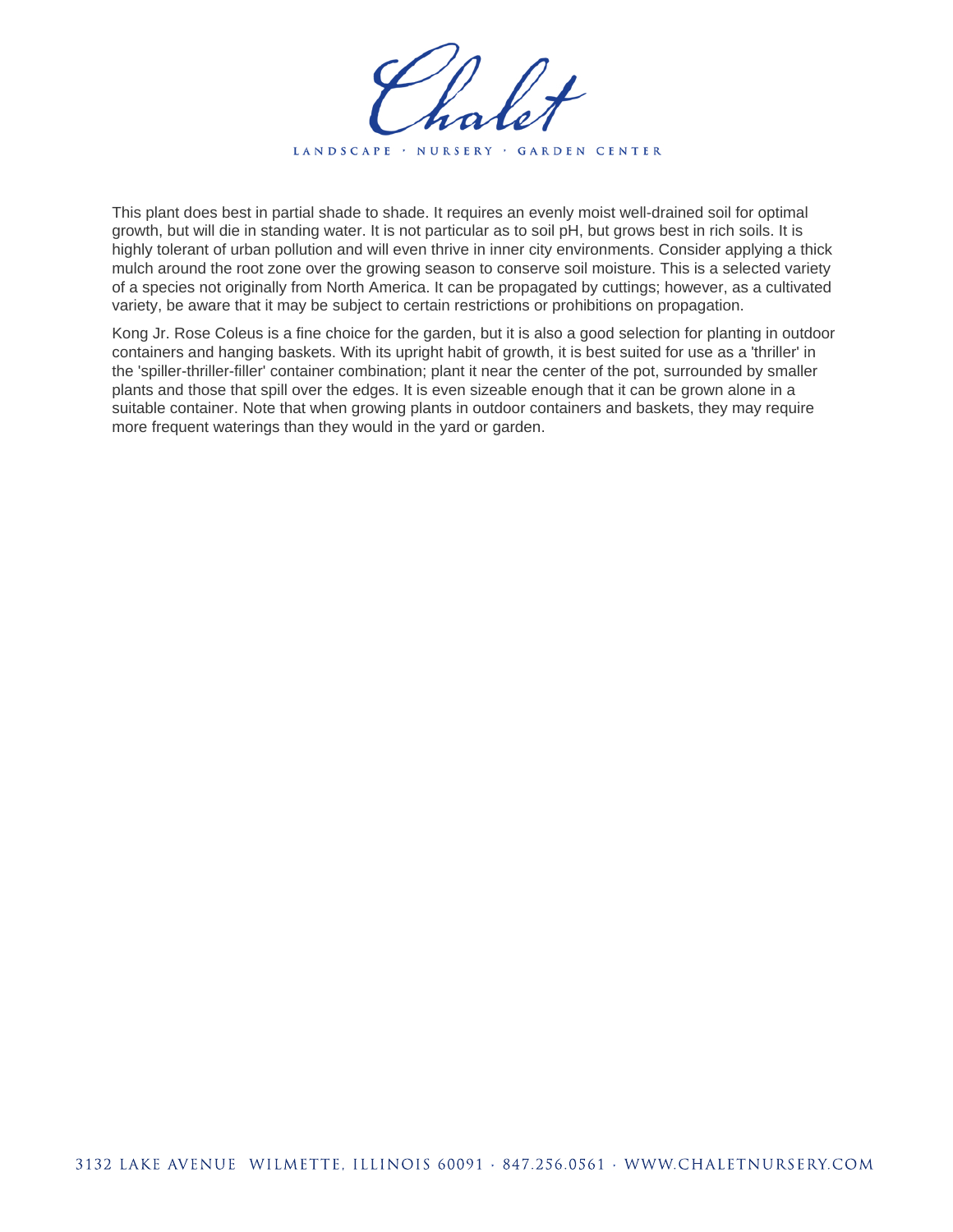This plant does best in partial shade to shade. It requires an evenly moist well-drained soil for optimal growth, but will die in standing water. It is not particular as to soil pH, but grows best in rich soils. It is highly tolerant of urban pollution and will even thrive in inner city environments. Consider applying a thick mulch around the root zone over the growing season to conserve soil moisture. This is a selected variety of a species not originally from North America. It can be propagated by cuttings; however, as a cultivated variety, be aware that it may be subject to certain restrictions or prohibitions on propagation.

Kong Jr. Rose Coleus is a fine choice for the garden, but it is also a good selection for planting in outdoor containers and hanging baskets. With its upright habit of growth, it is best suited for use as a 'thriller' in the 'spiller-thriller-filler' container combination; plant it near the center of the pot, surrounded by smaller plants and those that spill over the edges. It is even sizeable enough that it can be grown alone in a suitable container. Note that when growing plants in outdoor containers and baskets, they may require more frequent waterings than they would in the yard or garden.